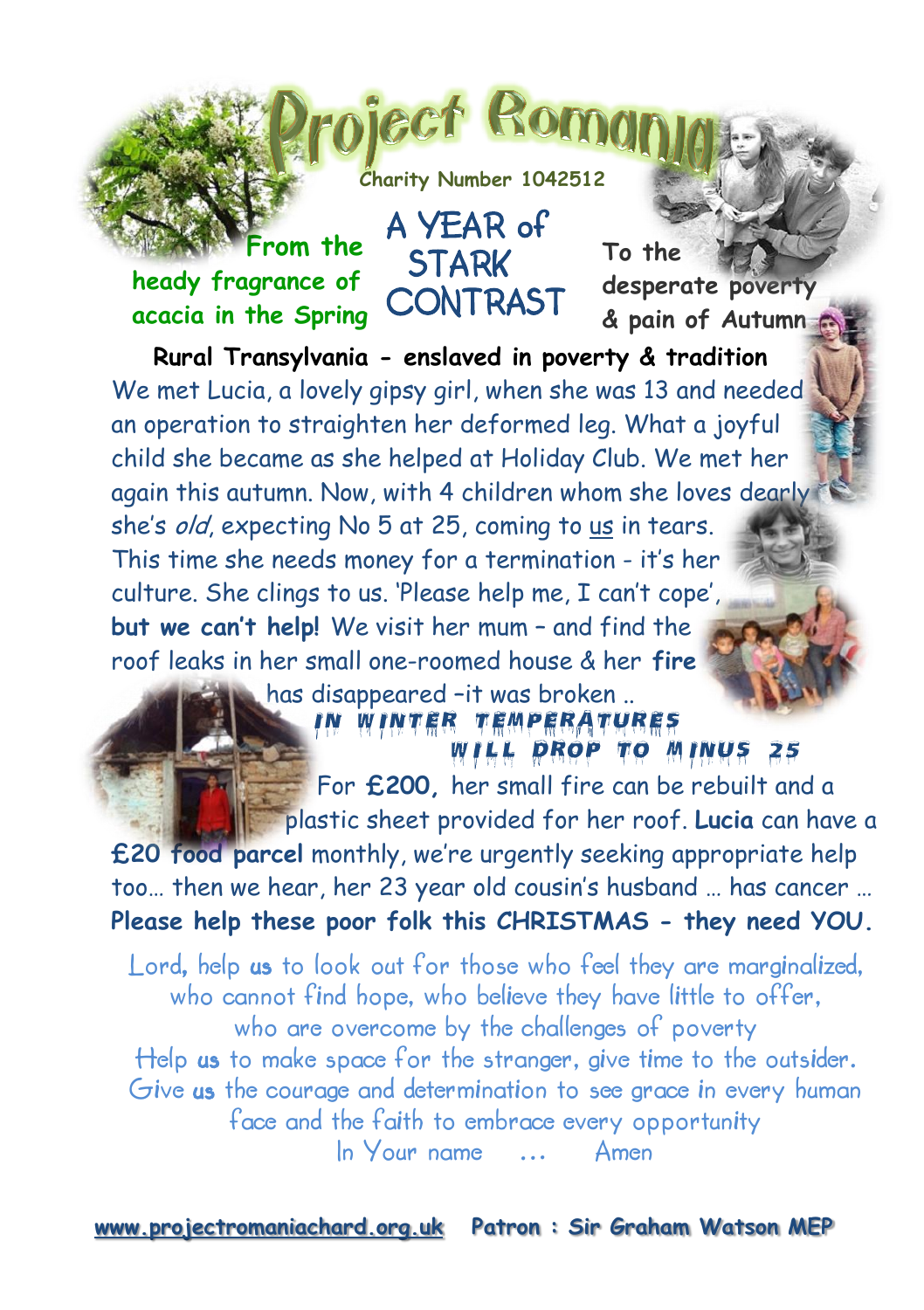# Project Romania

Charity Number 1042512

**From the heady fragrance of acacia in the Spring**

## A YEAR of STARK CONTRAST

**To the desperate poverty & pain of Autumn**

**Rural Transylvania - enslaved in poverty & tradition**

We met Lucia, a lovely gipsy girl, when she was 13 and needed an operation to straighten her deformed leg. What a joyful child she became as she helped at Holiday Club. We met her again this autumn. Now, with 4 children whom she loves dearly she's *old*, expecting No 5 at 25, coming to us in tears. This time she needs money for a termination - it's her culture. She clings to us. 'Please help me, I can't cope', **but we can't help!** We visit her mum – and find the roof leaks in her small one-roomed house & her **fire** has disappeared –it was broken ..

**IN WINTER TEMPERATURES WILL DROP TO MINUS 25**

For **£200,** her small fire can be rebuilt and a plastic sheet provided for her roof. **Lucia** can have a **£20 food parcel** monthly, we're urgently seeking appropriate help too… then we hear, her 23 year old cousin's husband … has cancer …

**Please help these poor folk this CHRISTMAS - they need YOU.**

Lord, help **us** to look out for those who feel they are marginalized,
who cannot find hope, who believe they have little to offer,
who are overcome by the challenges of poverty
Help **us** to make space for the stranger, give time to the outsider.
Give **us** the courage and determination to see grace in every human face and the faith to embrace every opportunity
In Your name … Amen

www.projectromaniachard.org.uk **Patron : Sir Graham Watson MEP**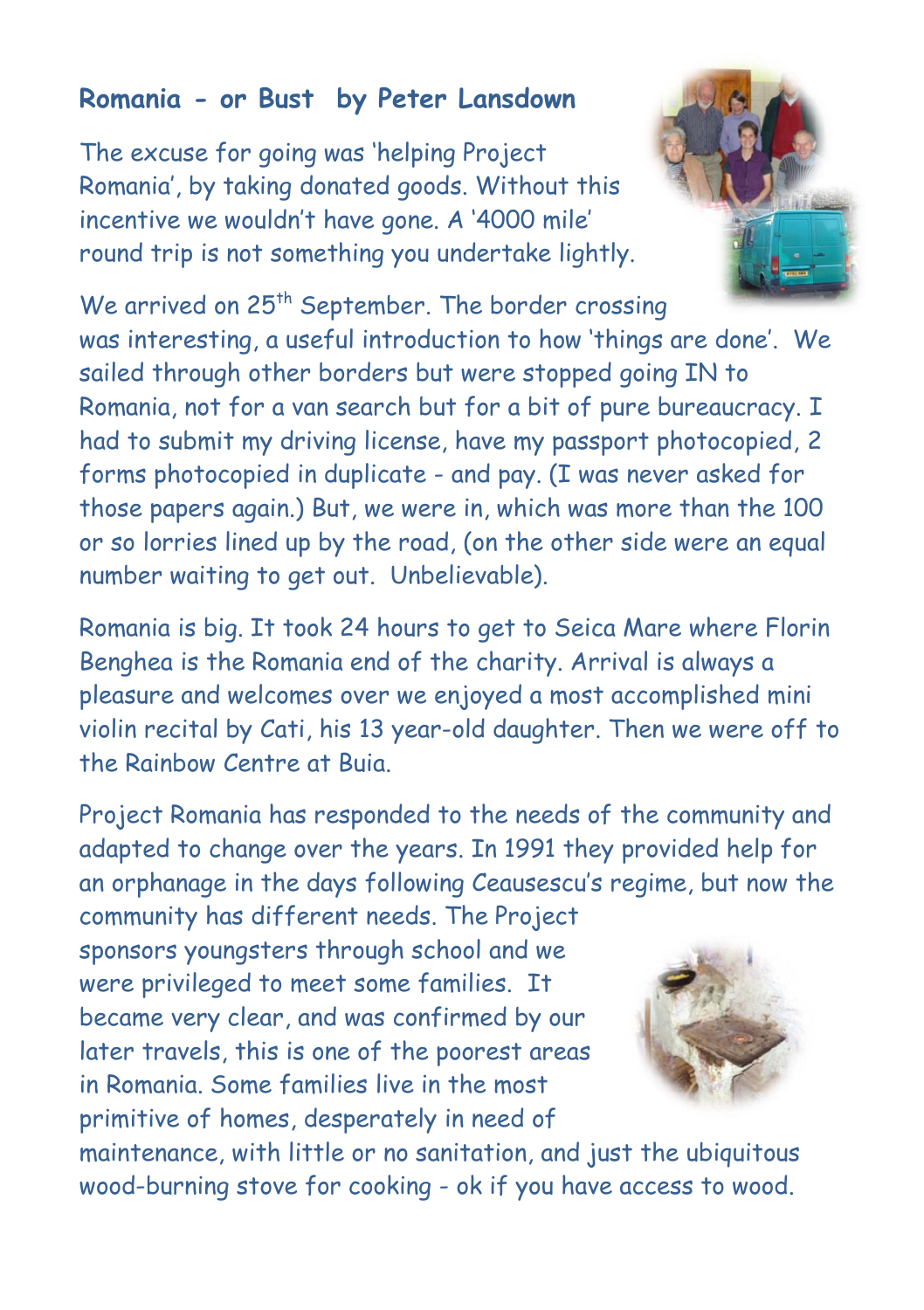## Romania - or Bust by Peter Lansdown

The excuse for going was 'helping Project Romania', by taking donated goods. Without this incentive we wouldn't have gone. A '4000 mile' round trip is not something you undertake lightly.

We arrived on 25th September. The border crossing was interesting, a useful introduction to how 'things are done'. We sailed through other borders but were stopped going IN to Romania, not for a van search but for a bit of pure bureaucracy. I had to submit my driving license, have my passport photocopied, 2 forms photocopied in duplicate - and pay. (I was never asked for those papers again.) But, we were in, which was more than the 100 or so lorries lined up by the road, (on the other side were an equal number waiting to get out. Unbelievable).

Romania is big. It took 24 hours to get to Seica Mare where Florin Benghea is the Romania end of the charity. Arrival is always a pleasure and welcomes over we enjoyed a most accomplished mini violin recital by Cati, his 13 year-old daughter. Then we were off to the Rainbow Centre at Buia.

Project Romania has responded to the needs of the community and adapted to change over the years. In 1991 they provided help for an orphanage in the days following Ceausescu's regime, but now the community has different needs. The Project sponsors youngsters through school and we were privileged to meet some families. It became very clear, and was confirmed by our later travels, this is one of the poorest areas in Romania. Some families live in the most primitive of homes, desperately in need of maintenance, with little or no sanitation, and just the ubiquitous wood-burning stove for cooking - ok if you have access to wood.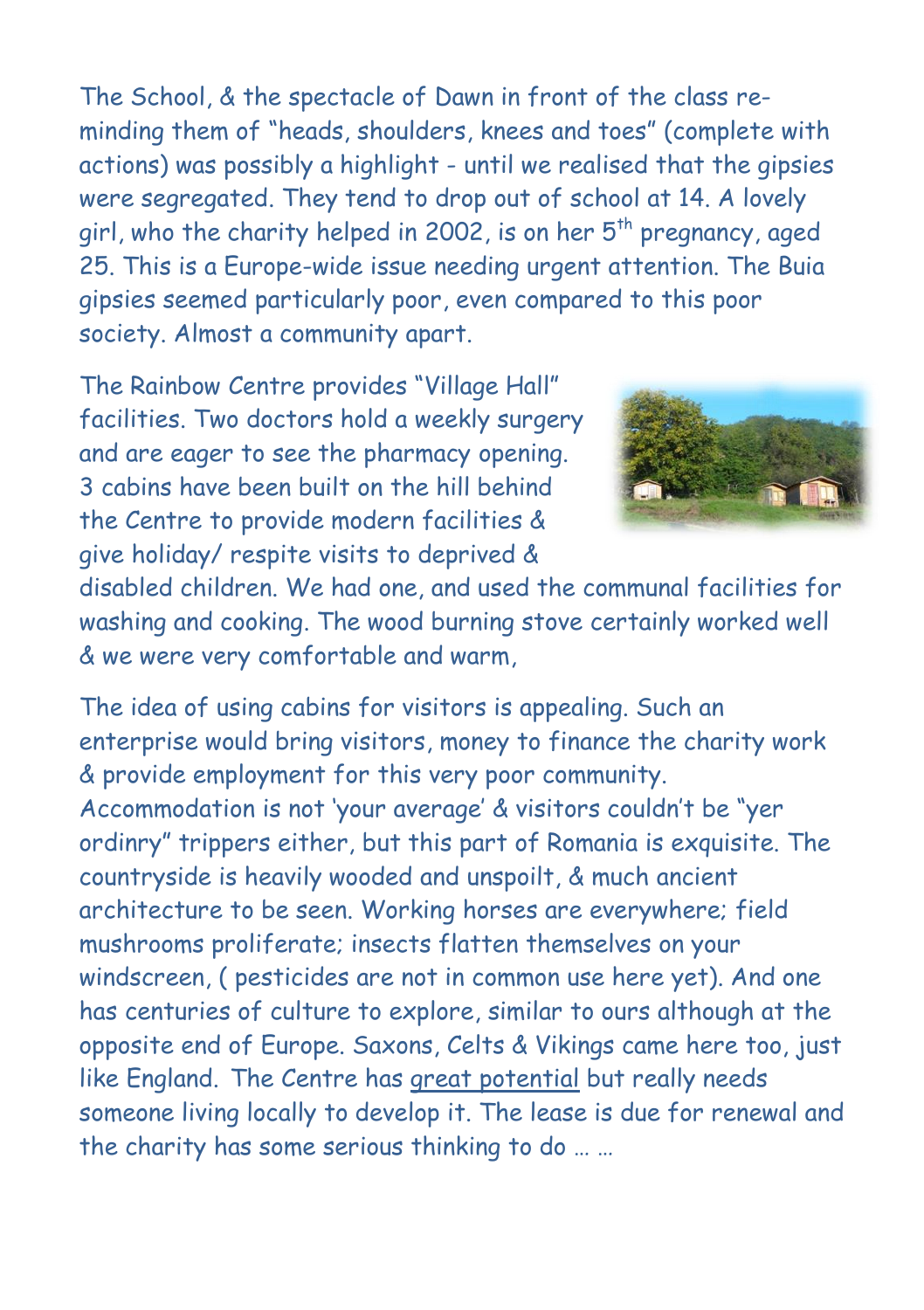The School, & the spectacle of Dawn in front of the class re-minding them of "heads, shoulders, knees and toes" (complete with actions) was possibly a highlight - until we realised that the gipsies were segregated. They tend to drop out of school at 14. A lovely girl, who the charity helped in 2002, is on her 5th pregnancy, aged 25. This is a Europe-wide issue needing urgent attention. The Buia gipsies seemed particularly poor, even compared to this poor society. Almost a community apart.

The Rainbow Centre provides "Village Hall" facilities. Two doctors hold a weekly surgery and are eager to see the pharmacy opening. 3 cabins have been built on the hill behind the Centre to provide modern facilities & give holiday/ respite visits to deprived & disabled children. We had one, and used the communal facilities for washing and cooking. The wood burning stove certainly worked well & we were very comfortable and warm,

The idea of using cabins for visitors is appealing. Such an enterprise would bring visitors, money to finance the charity work & provide employment for this very poor community. Accommodation is not 'your average' & visitors couldn't be "yer ordinry" trippers either, but this part of Romania is exquisite. The countryside is heavily wooded and unspoilt, & much ancient architecture to be seen. Working horses are everywhere; field mushrooms proliferate; insects flatten themselves on your windscreen, ( pesticides are not in common use here yet). And one has centuries of culture to explore, similar to ours although at the opposite end of Europe. Saxons, Celts & Vikings came here too, just like England. The Centre has <u>great potential</u> but really needs someone living locally to develop it. The lease is due for renewal and the charity has some serious thinking to do … …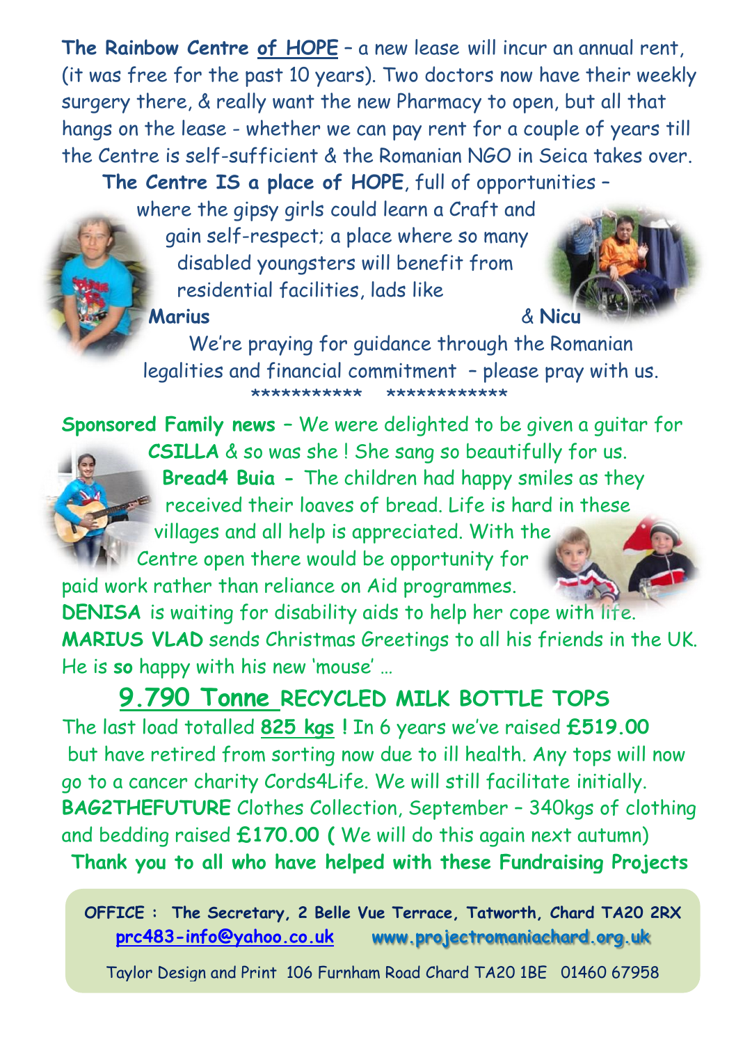**The Rainbow Centre of HOPE** – a new lease will incur an annual rent, (it was free for the past 10 years). Two doctors now have their weekly surgery there, & really want the new Pharmacy to open, but all that hangs on the lease - whether we can pay rent for a couple of years till the Centre is self-sufficient & the Romanian NGO in Seica takes over.

**The Centre IS a place of HOPE**, full of opportunities – where the gipsy girls could learn a Craft and gain self-respect; a place where so many disabled youngsters will benefit from residential facilities, lads like **Marius** & **Nicu**

We're praying for guidance through the Romanian legalities and financial commitment – please pray with us.

*********** ************

**Sponsored Family news** – We were delighted to be given a guitar for **CSILLA** & so was she ! She sang so beautifully for us.

**Bread4 Buia -** The children had happy smiles as they received their loaves of bread. Life is hard in these villages and all help is appreciated. With the Centre open there would be opportunity for paid work rather than reliance on Aid programmes.

**DENISA** is waiting for disability aids to help her cope with life.

**MARIUS VLAD** sends Christmas Greetings to all his friends in the UK. He is **so** happy with his new 'mouse' …

## 9.790 Tonne RECYCLED MILK BOTTLE TOPS

The last load totalled **825 kgs !** In 6 years we've raised **£519.00** but have retired from sorting now due to ill health. Any tops will now go to a cancer charity Cords4Life. We will still facilitate initially.

**BAG2THEFUTURE** Clothes Collection, September – 340kgs of clothing and bedding raised **£170.00 (** We will do this again next autumn)

**Thank you to all who have helped with these Fundraising Projects**

**OFFICE : The Secretary, 2 Belle Vue Terrace, Tatworth, Chard TA20 2RX**
prc483-info@yahoo.co.uk www.projectromaniachard.org.uk

Taylor Design and Print 106 Furnham Road Chard TA20 1BE 01460 67958